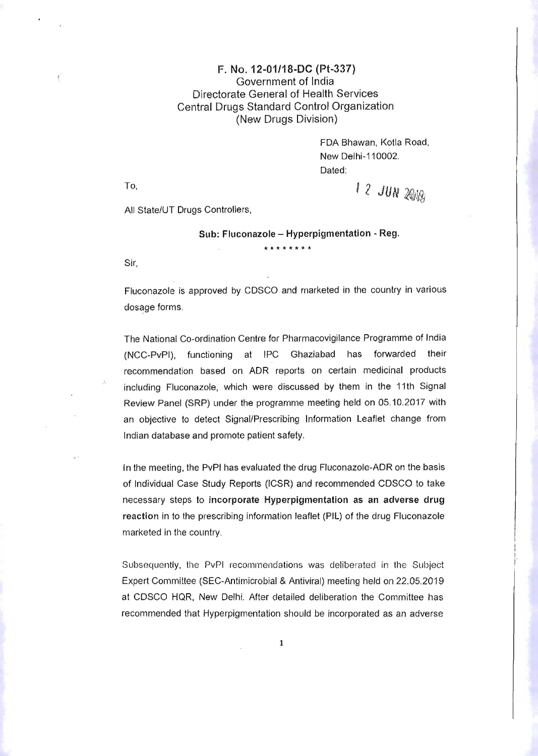**F. No. 12-01/18-DC (Pt-337)**
Government of India
Directorate General of Health Services
Central Drugs Standard Control Organization
(New Drugs Division)

FDA Bhawan, Kotla Road,
New Delhi-110002.
Dated:
12 JUN 2019

To,

All State/UT Drugs Controllers,

**Sub: Fluconazole – Hyperpigmentation - Reg.**

\*\*\*\*\*\*\*\*

Sir,

Fluconazole is approved by CDSCO and marketed in the country in various dosage forms.

The National Co-ordination Centre for Pharmacovigilance Programme of India (NCC-PvPI), functioning at IPC Ghaziabad has forwarded their recommendation based on ADR reports on certain medicinal products including Fluconazole, which were discussed by them in the 11th Signal Review Panel (SRP) under the programme meeting held on 05.10.2017 with an objective to detect Signal/Prescribing Information Leaflet change from Indian database and promote patient safety.

In the meeting, the PvPI has evaluated the drug Fluconazole-ADR on the basis of Individual Case Study Reports (ICSR) and recommended CDSCO to take necessary steps to **incorporate Hyperpigmentation as an adverse drug reaction** in to the prescribing information leaflet (PIL) of the drug Fluconazole marketed in the country.

Subsequently, the PvPI recommendations was deliberated in the Subject Expert Committee (SEC-Antimicrobial & Antiviral) meeting held on 22.05.2019 at CDSCO HQR, New Delhi. After detailed deliberation the Committee has recommended that Hyperpigmentation should be incorporated as an adverse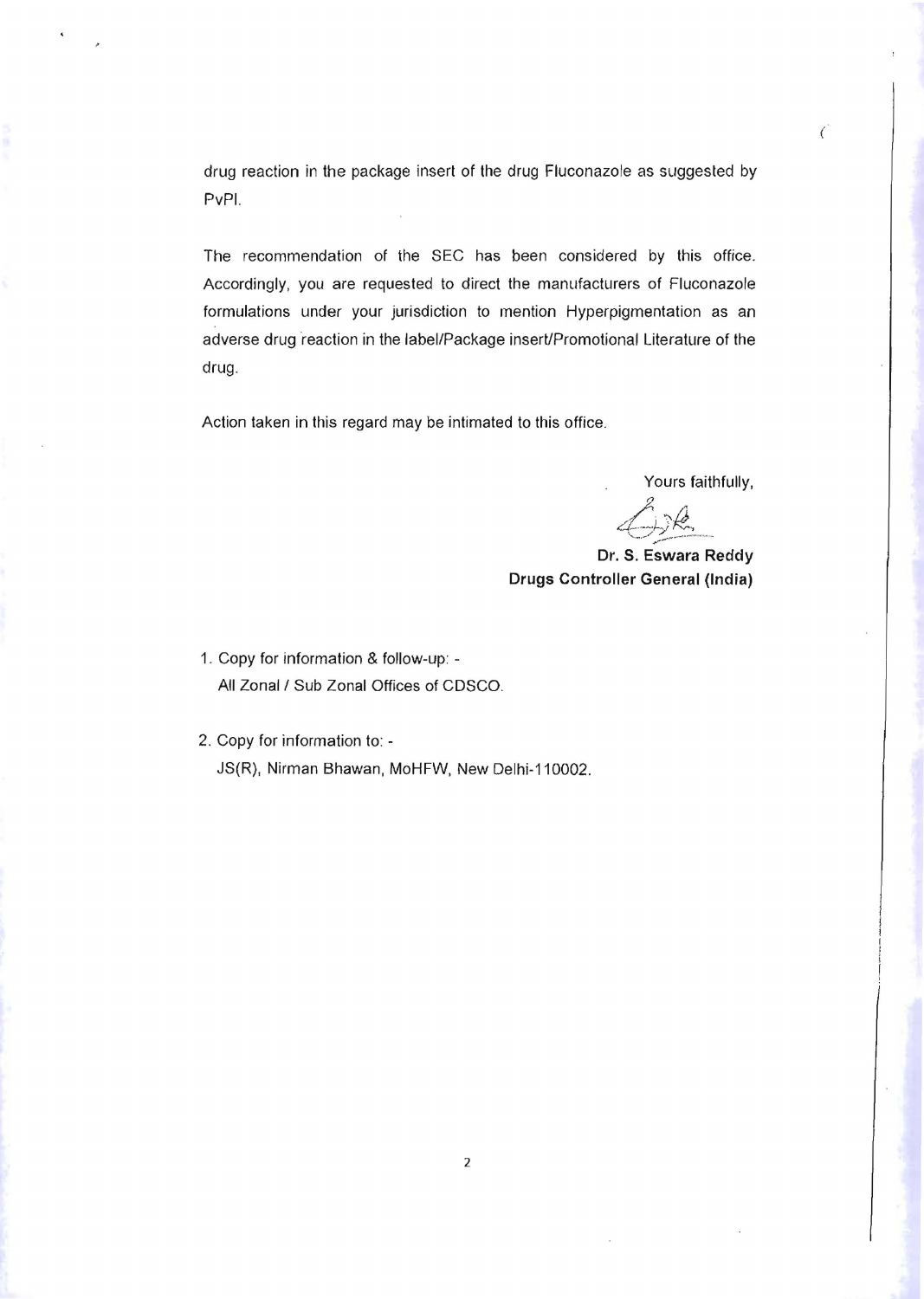drug reaction in the package insert of the drug Fluconazole as suggested by PvPI.

The recommendation of the SEC has been considered by this office. Accordingly, you are requested to direct the manufacturers of Fluconazole formulations under your jurisdiction to mention Hyperpigmentation as an adverse drug reaction in the label/Package insert/Promotional Literature of the drug.

Action taken in this regard may be intimated to this office.

Yours faithfully,

**Dr. S. Eswara Reddy**
**Drugs Controller General (India)**

1. Copy for information & follow-up: -
   All Zonal / Sub Zonal Offices of CDSCO.

2. Copy for information to: -
   JS(R), Nirman Bhawan, MoHFW, New Delhi-110002.